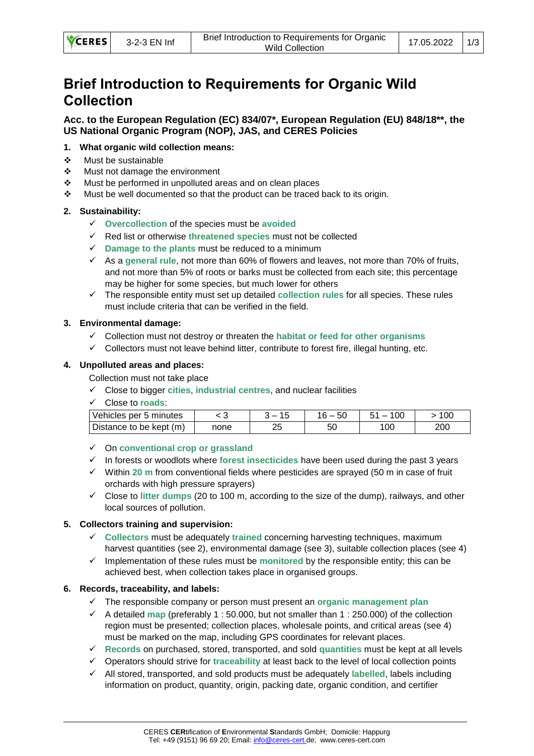# Brief Introduction to Requirements for Organic Wild Collection

**Acc. to the European Regulation (EC) 834/07*, European Regulation (EU) 848/18**, the US National Organic Program (NOP), JAS, and CERES Policies**

## 1. What organic wild collection means:

- ❖ Must be sustainable
- ❖ Must not damage the environment
- ❖ Must be performed in unpolluted areas and on clean places
- ❖ Must be well documented so that the product can be traced back to its origin.

## 2. Sustainability:

- ✓ **Overcollection** of the species must be **avoided**
- ✓ Red list or otherwise **threatened species** must not be collected
- ✓ **Damage to the plants** must be reduced to a minimum
- ✓ As a **general rule**, not more than 60% of flowers and leaves, not more than 70% of fruits, and not more than 5% of roots or barks must be collected from each site; this percentage may be higher for some species, but much lower for others
- ✓ The responsible entity must set up detailed **collection rules** for all species. These rules must include criteria that can be verified in the field.

## 3. Environmental damage:

- ✓ Collection must not destroy or threaten the **habitat or feed for other organisms**
- ✓ Collectors must not leave behind litter, contribute to forest fire, illegal hunting, etc.

## 4. Unpolluted areas and places:

Collection must not take place

- ✓ Close to bigger **cities**, **industrial centres**, and nuclear facilities
- ✓ Close to **roads**:

| Vehicles per 5 minutes | < 3 | 3 – 15 | 16 – 50 | 51 – 100 | > 100 |
|---|---|---|---|---|---|
| Distance to be kept (m) | none | 25 | 50 | 100 | 200 |

- ✓ On **conventional crop or grassland**
- ✓ In forests or woodlots where **forest insecticides** have been used during the past 3 years
- ✓ Within **20 m** from conventional fields where pesticides are sprayed (50 m in case of fruit orchards with high pressure sprayers)
- ✓ Close to **litter dumps** (20 to 100 m, according to the size of the dump), railways, and other local sources of pollution.

## 5. Collectors training and supervision:

- ✓ **Collectors** must be adequately **trained** concerning harvesting techniques, maximum harvest quantities (see 2), environmental damage (see 3), suitable collection places (see 4)
- ✓ Implementation of these rules must be **monitored** by the responsible entity; this can be achieved best, when collection takes place in organised groups.

## 6. Records, traceability, and labels:

- ✓ The responsible company or person must present an **organic management plan**
- ✓ A detailed **map** (preferably 1 : 50.000, but not smaller than 1 : 250.000) of the collection region must be presented; collection places, wholesale points, and critical areas (see 4) must be marked on the map, including GPS coordinates for relevant places.
- ✓ **Records** on purchased, stored, transported, and sold **quantities** must be kept at all levels
- ✓ Operators should strive for **traceability** at least back to the level of local collection points
- ✓ All stored, transported, and sold products must be adequately **labelled**, labels including information on product, quantity, origin, packing date, organic condition, and certifier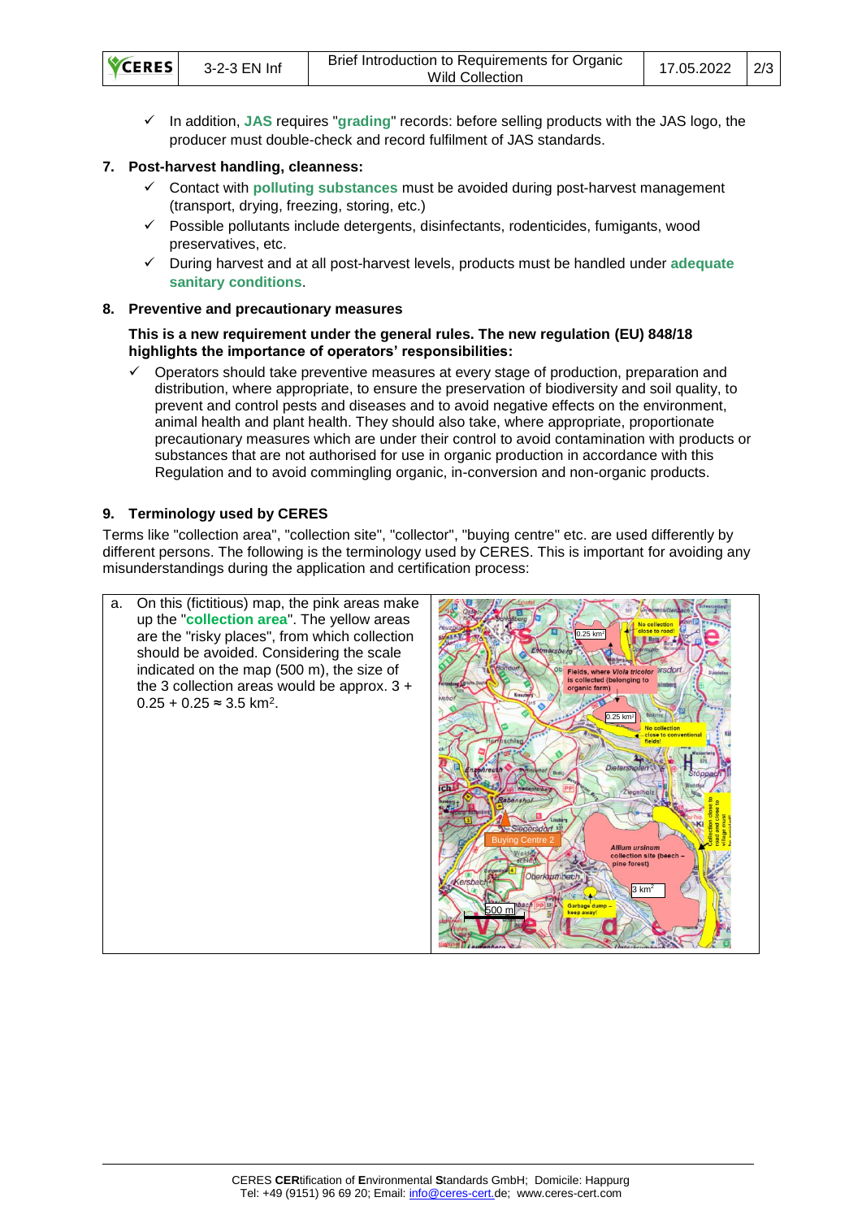- ✓ In addition, **JAS** requires "**grading**" records: before selling products with the JAS logo, the producer must double-check and record fulfilment of JAS standards.

## 7. Post-harvest handling, cleanness:

- ✓ Contact with **polluting substances** must be avoided during post-harvest management (transport, drying, freezing, storing, etc.)
- ✓ Possible pollutants include detergents, disinfectants, rodenticides, fumigants, wood preservatives, etc.
- ✓ During harvest and at all post-harvest levels, products must be handled under **adequate sanitary conditions**.

## 8. Preventive and precautionary measures

**This is a new requirement under the general rules. The new regulation (EU) 848/18 highlights the importance of operators' responsibilities:**

- ✓ Operators should take preventive measures at every stage of production, preparation and distribution, where appropriate, to ensure the preservation of biodiversity and soil quality, to prevent and control pests and diseases and to avoid negative effects on the environment, animal health and plant health. They should also take, where appropriate, proportionate precautionary measures which are under their control to avoid contamination with products or substances that are not authorised for use in organic production in accordance with this Regulation and to avoid commingling organic, in-conversion and non-organic products.

## 9. Terminology used by CERES

Terms like "collection area", "collection site", "collector", "buying centre" etc. are used differently by different persons. The following is the terminology used by CERES. This is important for avoiding any misunderstandings during the application and certification process:

a. On this (fictitious) map, the pink areas make up the "**collection area**". The yellow areas are the "risky places", from which collection should be avoided. Considering the scale indicated on the map (500 m), the size of the 3 collection areas would be approx. 3 + 0.25 + 0.25 ≈ 3.5 km².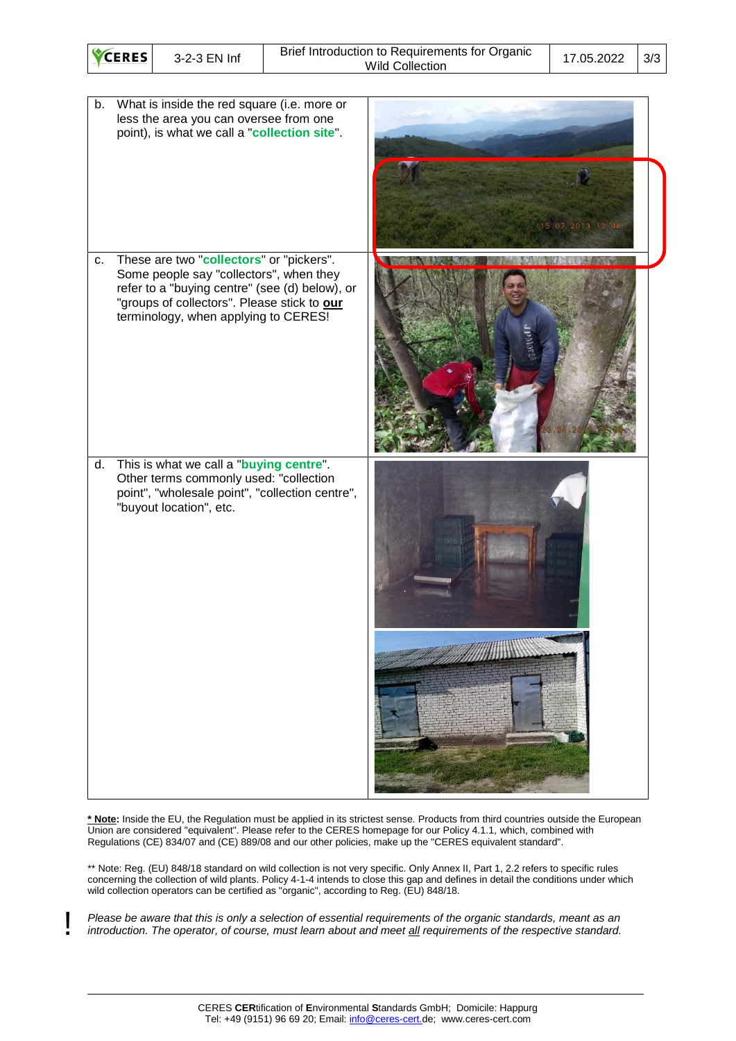| | |
|---|---|
| b. What is inside the red square (i.e. more or less the area you can oversee from one point), is what we call a "**collection site**". | |
| c. These are two "**collectors**" or "pickers". Some people say "collectors", when they refer to a "buying centre" (see (d) below), or "groups of collectors". Please stick to **our** terminology, when applying to CERES! | |
| d. This is what we call a "**buying centre**". Other terms commonly used: "collection point", "wholesale point", "collection centre", "buyout location", etc. | |

**\* Note:** Inside the EU, the Regulation must be applied in its strictest sense. Products from third countries outside the European Union are considered "equivalent". Please refer to the CERES homepage for our Policy 4.1.1, which, combined with Regulations (CE) 834/07 and (CE) 889/08 and our other policies, make up the "CERES equivalent standard".

** Note: Reg. (EU) 848/18 standard on wild collection is not very specific. Only Annex II, Part 1, 2.2 refers to specific rules concerning the collection of wild plants. Policy 4-1-4 intends to close this gap and defines in detail the conditions under which wild collection operators can be certified as "organic", according to Reg. (EU) 848/18.

! *Please be aware that this is only a selection of essential requirements of the organic standards, meant as an introduction. The operator, of course, must learn about and meet all requirements of the respective standard.*

CERES **CER**tification of **E**nvironmental **S**tandards GmbH; Domicile: Happurg
Tel: +49 (9151) 96 69 20; Email: info@ceres-cert.de; www.ceres-cert.com